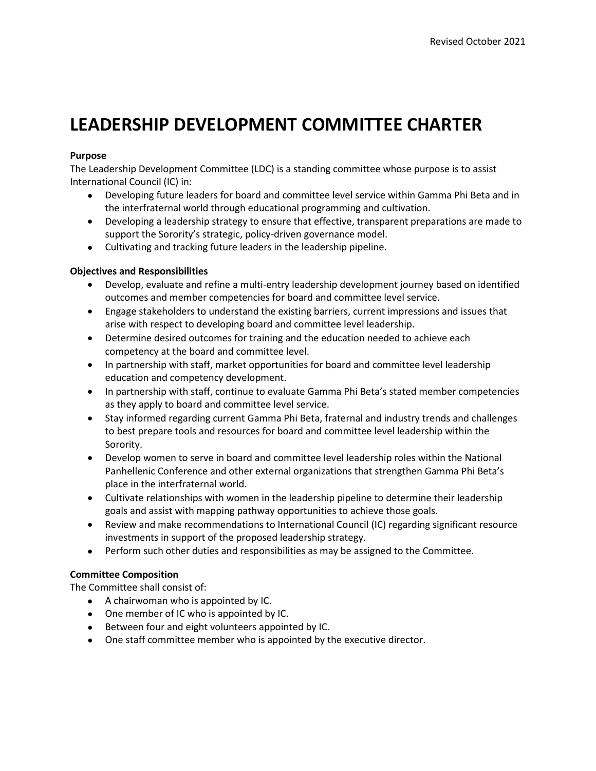Revised October 2021

# LEADERSHIP DEVELOPMENT COMMITTEE CHARTER

**Purpose**

The Leadership Development Committee (LDC) is a standing committee whose purpose is to assist International Council (IC) in:

- Developing future leaders for board and committee level service within Gamma Phi Beta and in the interfraternal world through educational programming and cultivation.
- Developing a leadership strategy to ensure that effective, transparent preparations are made to support the Sorority's strategic, policy-driven governance model.
- Cultivating and tracking future leaders in the leadership pipeline.

**Objectives and Responsibilities**

- Develop, evaluate and refine a multi-entry leadership development journey based on identified outcomes and member competencies for board and committee level service.
- Engage stakeholders to understand the existing barriers, current impressions and issues that arise with respect to developing board and committee level leadership.
- Determine desired outcomes for training and the education needed to achieve each competency at the board and committee level.
- In partnership with staff, market opportunities for board and committee level leadership education and competency development.
- In partnership with staff, continue to evaluate Gamma Phi Beta's stated member competencies as they apply to board and committee level service.
- Stay informed regarding current Gamma Phi Beta, fraternal and industry trends and challenges to best prepare tools and resources for board and committee level leadership within the Sorority.
- Develop women to serve in board and committee level leadership roles within the National Panhellenic Conference and other external organizations that strengthen Gamma Phi Beta's place in the interfraternal world.
- Cultivate relationships with women in the leadership pipeline to determine their leadership goals and assist with mapping pathway opportunities to achieve those goals.
- Review and make recommendations to International Council (IC) regarding significant resource investments in support of the proposed leadership strategy.
- Perform such other duties and responsibilities as may be assigned to the Committee.

**Committee Composition**

The Committee shall consist of:

- A chairwoman who is appointed by IC.
- One member of IC who is appointed by IC.
- Between four and eight volunteers appointed by IC.
- One staff committee member who is appointed by the executive director.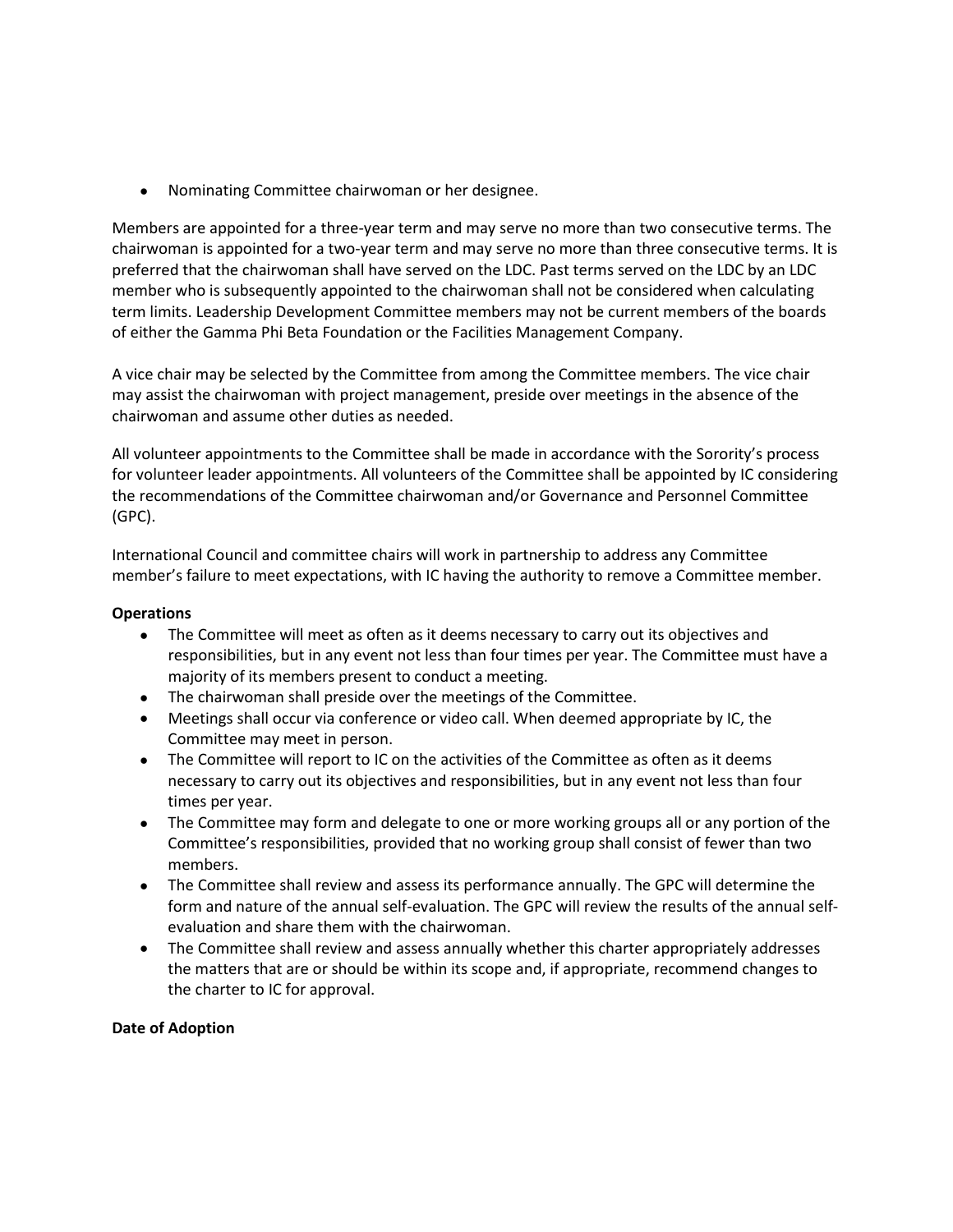- Nominating Committee chairwoman or her designee.

Members are appointed for a three-year term and may serve no more than two consecutive terms. The chairwoman is appointed for a two-year term and may serve no more than three consecutive terms. It is preferred that the chairwoman shall have served on the LDC. Past terms served on the LDC by an LDC member who is subsequently appointed to the chairwoman shall not be considered when calculating term limits. Leadership Development Committee members may not be current members of the boards of either the Gamma Phi Beta Foundation or the Facilities Management Company.

A vice chair may be selected by the Committee from among the Committee members. The vice chair may assist the chairwoman with project management, preside over meetings in the absence of the chairwoman and assume other duties as needed.

All volunteer appointments to the Committee shall be made in accordance with the Sorority's process for volunteer leader appointments. All volunteers of the Committee shall be appointed by IC considering the recommendations of the Committee chairwoman and/or Governance and Personnel Committee (GPC).

International Council and committee chairs will work in partnership to address any Committee member's failure to meet expectations, with IC having the authority to remove a Committee member.

**Operations**

- The Committee will meet as often as it deems necessary to carry out its objectives and responsibilities, but in any event not less than four times per year. The Committee must have a majority of its members present to conduct a meeting.
- The chairwoman shall preside over the meetings of the Committee.
- Meetings shall occur via conference or video call. When deemed appropriate by IC, the Committee may meet in person.
- The Committee will report to IC on the activities of the Committee as often as it deems necessary to carry out its objectives and responsibilities, but in any event not less than four times per year.
- The Committee may form and delegate to one or more working groups all or any portion of the Committee's responsibilities, provided that no working group shall consist of fewer than two members.
- The Committee shall review and assess its performance annually. The GPC will determine the form and nature of the annual self-evaluation. The GPC will review the results of the annual self-evaluation and share them with the chairwoman.
- The Committee shall review and assess annually whether this charter appropriately addresses the matters that are or should be within its scope and, if appropriate, recommend changes to the charter to IC for approval.

**Date of Adoption**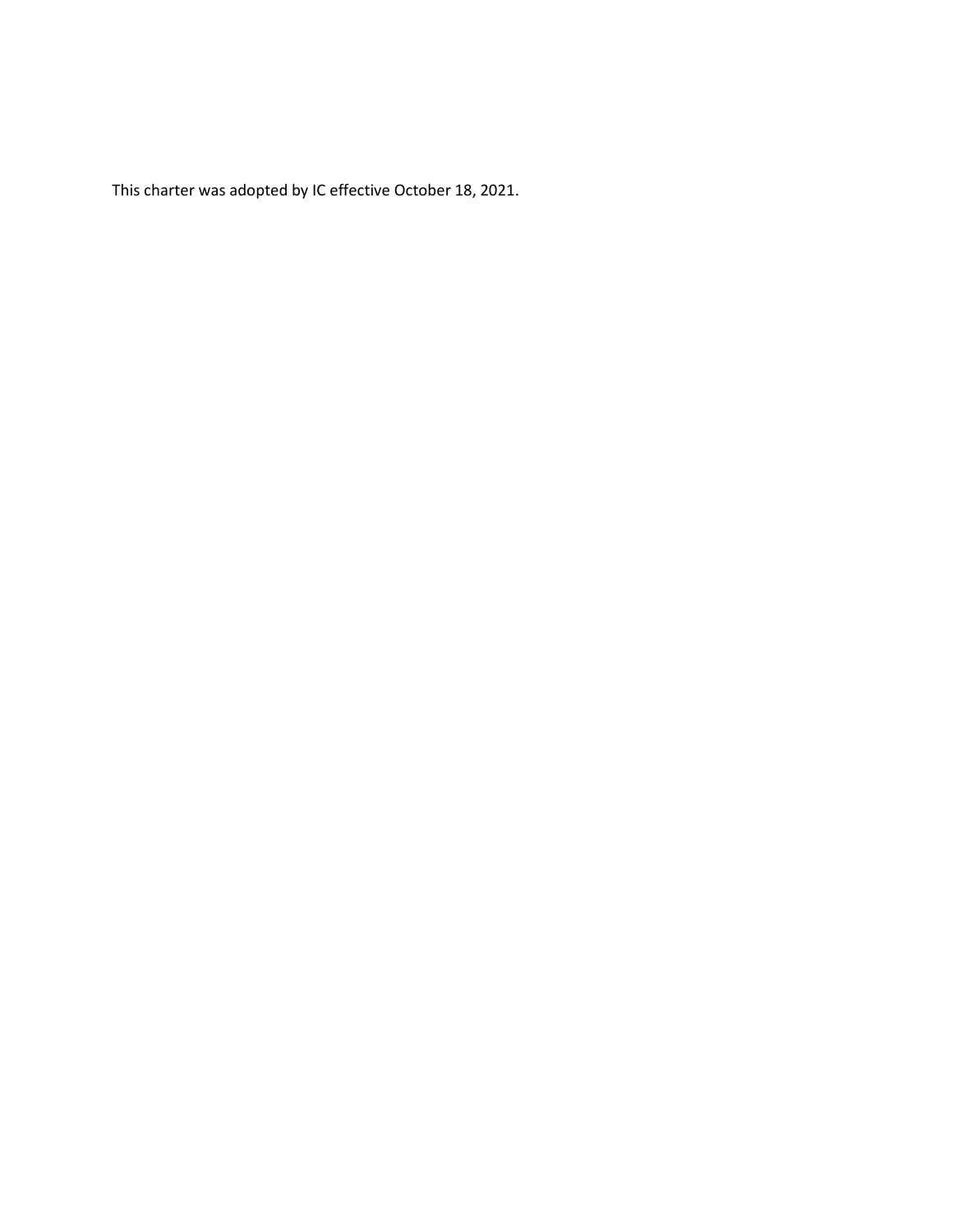This charter was adopted by IC effective October 18, 2021.